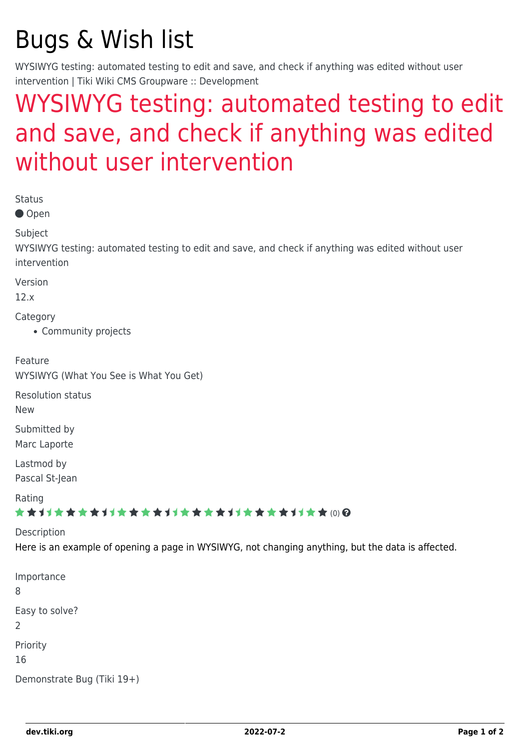# Bugs & Wish list

WYSIWYG testing: automated testing to edit and save, and check if anything was edited without user intervention | Tiki Wiki CMS Groupware :: Development

## WYSIWYG testing: automated testing to edit and save, and check if anything was edited without user intervention

Status

Open

Subject

WYSIWYG testing: automated testing to edit and save, and check if anything was edited without user intervention

Version

12.x

Category

- Community projects

Feature

WYSIWYG (What You See is What You Get)

Resolution status

New

Submitted by

Marc Laporte

Lastmod by

Pascal St-Jean

Rating

(0)

Description

Here is an example of opening a page in WYSIWYG, not changing anything, but the data is affected.

Importance

8

Easy to solve?

2

Priority

16

Demonstrate Bug (Tiki 19+)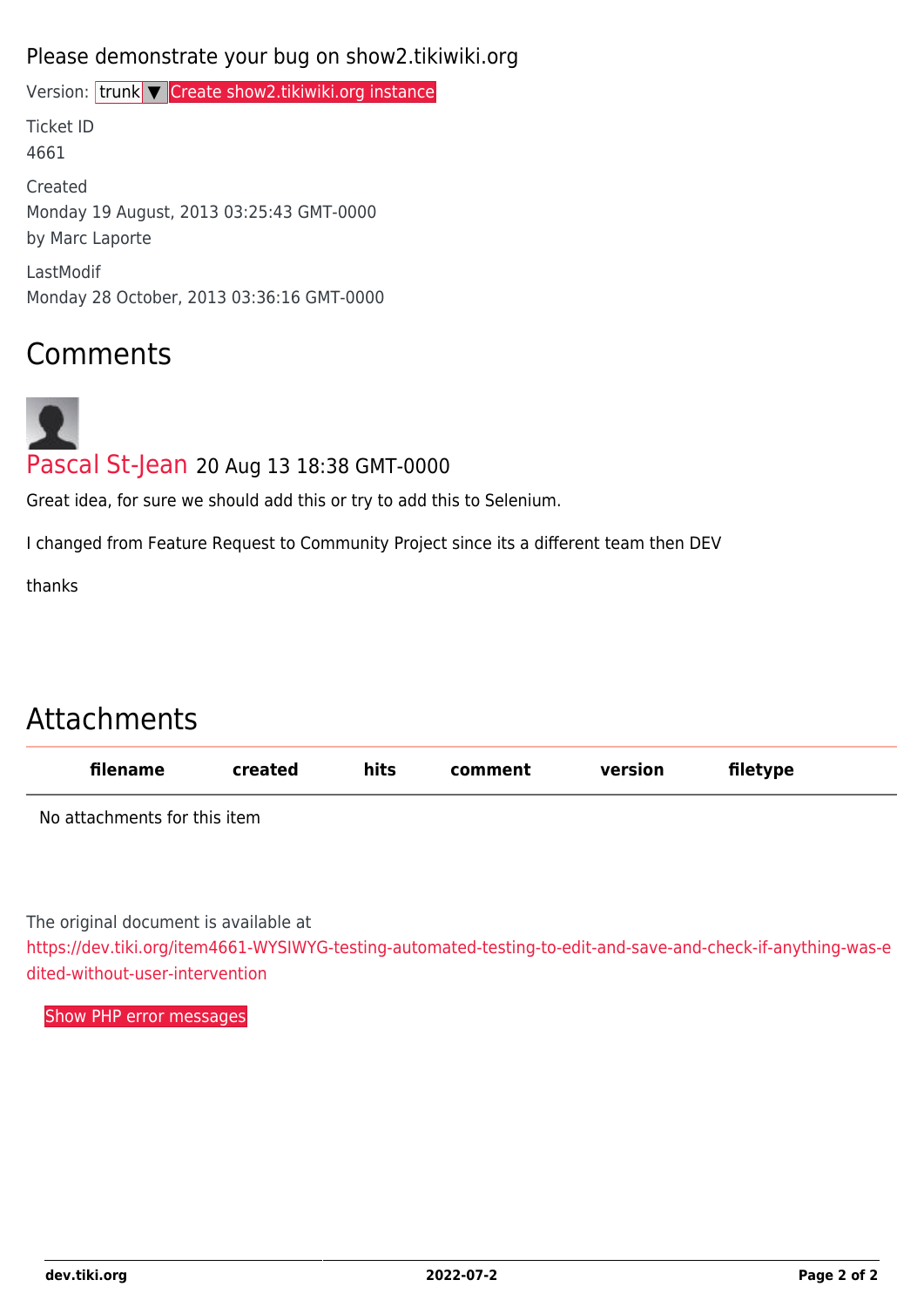Please demonstrate your bug on show2.tikiwiki.org

Version: trunk ▼ Create show2.tikiwiki.org instance

Ticket ID
4661

Created
Monday 19 August, 2013 03:25:43 GMT-0000
by Marc Laporte

LastModif
Monday 28 October, 2013 03:36:16 GMT-0000

## Comments

Pascal St-Jean 20 Aug 13 18:38 GMT-0000

Great idea, for sure we should add this or try to add this to Selenium.

I changed from Feature Request to Community Project since its a different team then DEV

thanks

## Attachments

| filename | created | hits | comment | version | filetype |
|---|---|---|---|---|---|
| No attachments for this item | | | | | |

The original document is available at
https://dev.tiki.org/item4661-WYSIWYG-testing-automated-testing-to-edit-and-save-and-check-if-anything-was-edited-without-user-intervention

Show PHP error messages